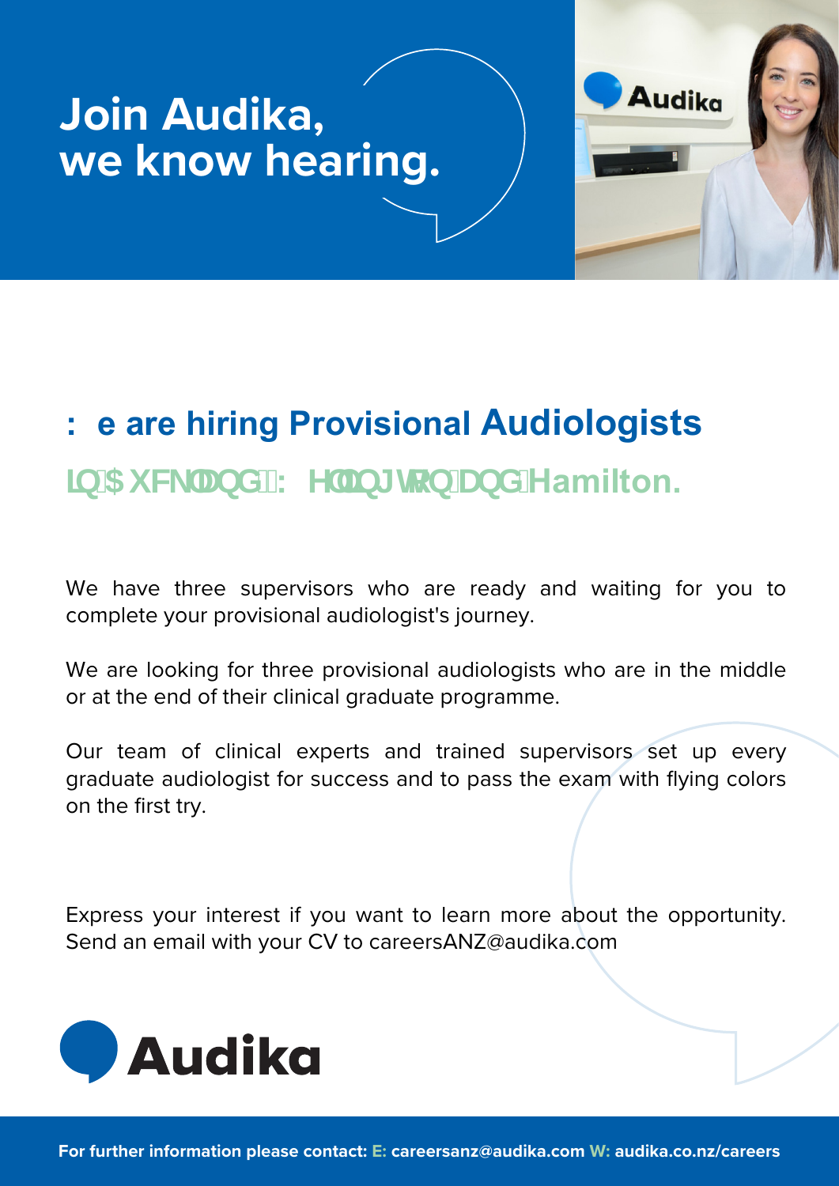# Join Audika, we know hearing.

## We are hiring Provisional Audiologists

### in Auckland, Wellington and Hamilton.

We have three supervisors who are ready and waiting for you to complete your provisional audiologist's journey.

We are looking for three provisional audiologists who are in the middle or at the end of their clinical graduate programme.

Our team of clinical experts and trained supervisors set up every graduate audiologist for success and to pass the exam with flying colors on the first try.

Express your interest if you want to learn more about the opportunity. Send an email with your CV to careersANZ@audika.com

Audika

**For further information please contact: E: careersanz@audika.com W: audika.co.nz/careers**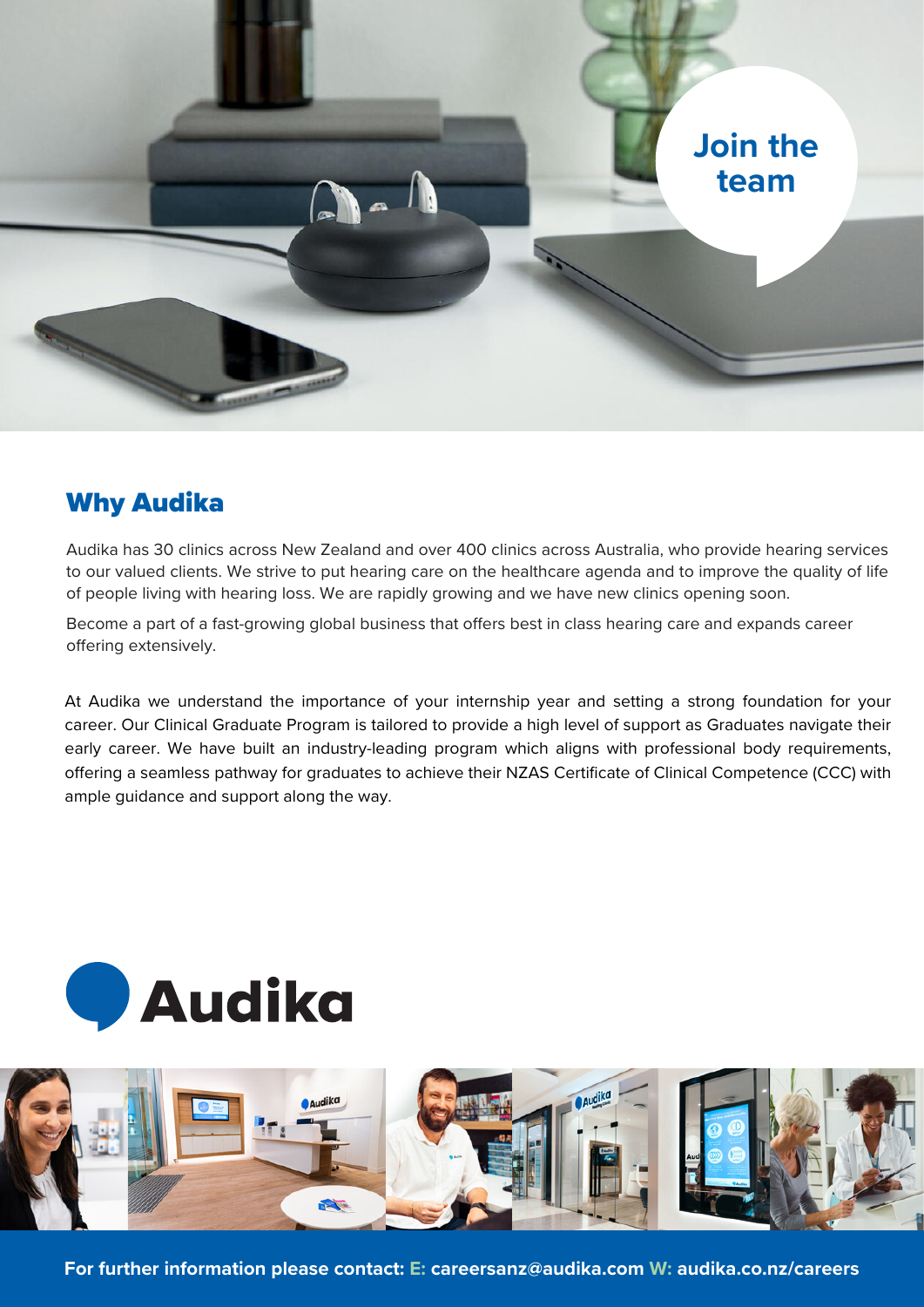Join the team

## Why Audika

Audika has 30 clinics across New Zealand and over 400 clinics across Australia, who provide hearing services to our valued clients. We strive to put hearing care on the healthcare agenda and to improve the quality of life of people living with hearing loss. We are rapidly growing and we have new clinics opening soon.

Become a part of a fast-growing global business that offers best in class hearing care and expands career offering extensively.

At Audika we understand the importance of your internship year and setting a strong foundation for your career. Our Clinical Graduate Program is tailored to provide a high level of support as Graduates navigate their early career. We have built an industry-leading program which aligns with professional body requirements, offering a seamless pathway for graduates to achieve their NZAS Certificate of Clinical Competence (CCC) with ample guidance and support along the way.

Audika

**For further information please contact: E: careersanz@audika.com W: audika.co.nz/careers**